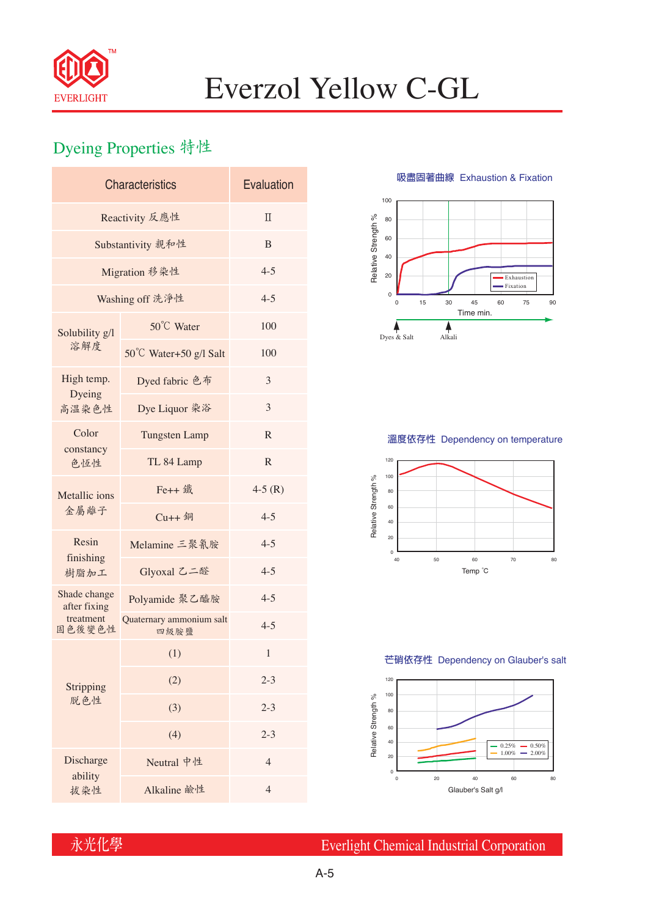# Everzol Yellow C-GL

## Dyeing Properties 特性

| Characteristics | | Evaluation |
|---|---|---|
| Reactivity 反應性 | | II |
| Substantivity 親和性 | | B |
| Migration 移染性 | | 4-5 |
| Washing off 洗淨性 | | 4-5 |
| Solubility g/l 溶解度 | 50℃ Water | 100 |
| | 50℃ Water+50 g/l Salt | 100 |
| High temp. Dyeing 高溫染色性 | Dyed fabric 色布 | 3 |
| | Dye Liquor 染浴 | 3 |
| Color constancy 色恆性 | Tungsten Lamp | R |
| | TL 84 Lamp | R |
| Metallic ions 金屬離子 | Fe++ 鐵 | 4-5 (R) |
| | Cu++ 銅 | 4-5 |
| Resin finishing 樹脂加工 | Melamine 三聚氰胺 | 4-5 |
| | Glyoxal 乙二醛 | 4-5 |
| Shade change after fixing treatment 固色後變色性 | Polyamide 聚乙醯胺 | 4-5 |
| | Quaternary ammonium salt 四級胺鹽 | 4-5 |
| Stripping 脫色性 | (1) | 1 |
| | (2) | 2-3 |
| | (3) | 2-3 |
| | (4) | 2-3 |
| Discharge ability 拔染性 | Neutral 中性 | 4 |
| | Alkaline 鹼性 | 4 |

吸盡固著曲線 Exhaustion & Fixation

(Relative Strength % vs. Time min.; legend: Exhaustion, Fixation; markers: Dyes & Salt, Alkali)

溫度依存性 Dependency on temperature

(Relative Strength % vs. Temp ℃)

芒硝依存性 Dependency on Glauber's salt

(Relative Strength % vs. Glauber's Salt g/l; legend: 0.25%, 0.50%, 1.00%, 2.00%)

永光化學 Everlight Chemical Industrial Corporation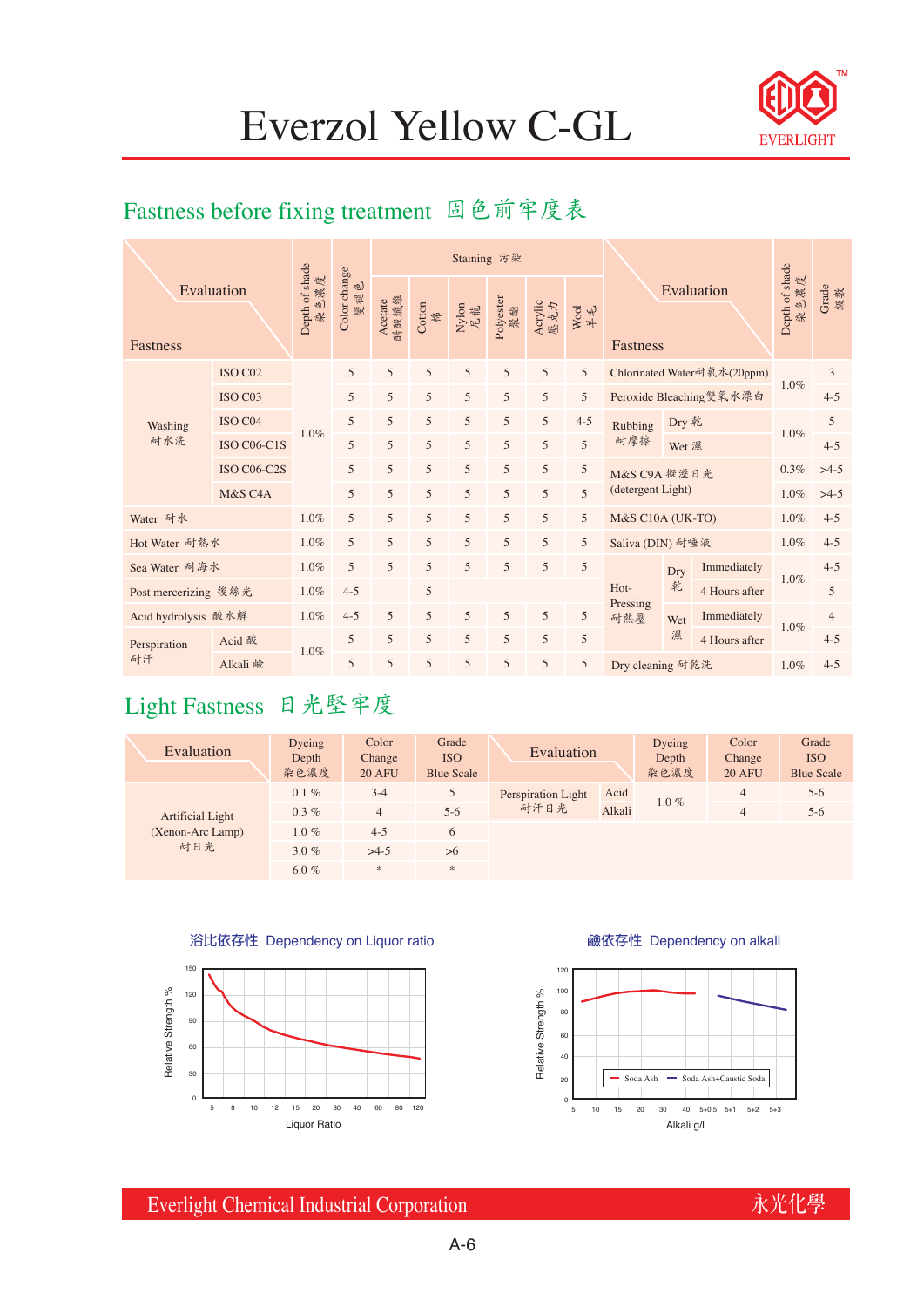# Everzol Yellow C-GL

EVERLIGHT

## Fastness before fixing treatment 固色前牢度表

| Fastness / Evaluation | | Depth of shade 染色濃度 | Color change 變褪色 | Staining 污染 Acetate 醋酸纖維 | Cotton 棉 | Nylon 尼龍 | Polyester 聚酯 | Acrylic 壓克力 | Wool 羊毛 |
|---|---|---|---|---|---|---|---|---|---|
| Washing 耐水洗 | ISO C02 | 1.0% | 5 | 5 | 5 | 5 | 5 | 5 | 5 |
| | ISO C03 | | 5 | 5 | 5 | 5 | 5 | 5 | 5 |
| | ISO C04 | | 5 | 5 | 5 | 5 | 5 | 5 | 4-5 |
| | ISO C06-C1S | | 5 | 5 | 5 | 5 | 5 | 5 | 5 |
| | ISO C06-C2S | | 5 | 5 | 5 | 5 | 5 | 5 | 5 |
| | M&S C4A | | 5 | 5 | 5 | 5 | 5 | 5 | 5 |
| Water 耐水 | | 1.0% | 5 | 5 | 5 | 5 | 5 | 5 | 5 |
| Hot Water 耐熱水 | | 1.0% | 5 | 5 | 5 | 5 | 5 | 5 | 5 |
| Sea Water 耐海水 | | 1.0% | 5 | 5 | 5 | 5 | 5 | 5 | 5 |
| Post mercerizing 後絲光 | | 1.0% | 4-5 | | 5 | | | | |
| Acid hydrolysis 酸水解 | | 1.0% | 4-5 | 5 | 5 | 5 | 5 | 5 | 5 |
| Perspiration 耐汗 | Acid 酸 | 1.0% | 5 | 5 | 5 | 5 | 5 | 5 | 5 |
| | Alkali 鹼 | | 5 | 5 | 5 | 5 | 5 | 5 | 5 |

| Fastness / Evaluation | | | Depth of shade 染色濃度 | Grade 級數 |
|---|---|---|---|---|
| Chlorinated Water耐氯水(20ppm) | | | 1.0% | 3 |
| Peroxide Bleaching雙氧水漂白 | | | | 4-5 |
| Rubbing 耐摩擦 | Dry 乾 | | 1.0% | 5 |
| | Wet 濕 | | | 4-5 |
| M&S C9A 擬澄日光 (detergent Light) | | | 0.3% | >4-5 |
| | | | 1.0% | >4-5 |
| M&S C10A (UK-TO) | | | 1.0% | 4-5 |
| Saliva (DIN) 耐唾液 | | | 1.0% | 4-5 |
| Hot-Pressing 耐熱壓 | Dry 乾 | Immediately | 1.0% | 4-5 |
| | | 4 Hours after | | 5 |
| | Wet 濕 | Immediately | 1.0% | 4 |
| | | 4 Hours after | | 4-5 |
| Dry cleaning 耐乾洗 | | | 1.0% | 4-5 |

## Light Fastness 日光堅牢度

| Evaluation | Dyeing Depth 染色濃度 | Color Change 20 AFU | Grade ISO Blue Scale |
|---|---|---|---|
| Artificial Light (Xenon-Arc Lamp) 耐日光 | 0.1 % | 3-4 | 5 |
| | 0.3 % | 4 | 5-6 |
| | 1.0 % | 4-5 | 6 |
| | 3.0 % | >4-5 | >6 |
| | 6.0 % | * | * |

| Evaluation | | Dyeing Depth 染色濃度 | Color Change 20 AFU | Grade ISO Blue Scale |
|---|---|---|---|---|
| Perspiration Light 耐汗日光 | Acid | 1.0 % | 4 | 5-6 |
| | Alkali | | 4 | 5-6 |

浴比依存性 Dependency on Liquor ratio

Relative Strength %
150
120
90
60
30
0
5 8 10 12 15 20 30 40 60 80 120
Liquor Ratio

鹼依存性 Dependency on alkali

Relative Strength %
120
100
80
60
40
20
0
5 10 15 20 30 40 5+0.5 5+1 5+2 5+3
Alkali g/l
Soda Ash
Soda Ash+Caustic Soda

Everlight Chemical Industrial Corporation 永光化學